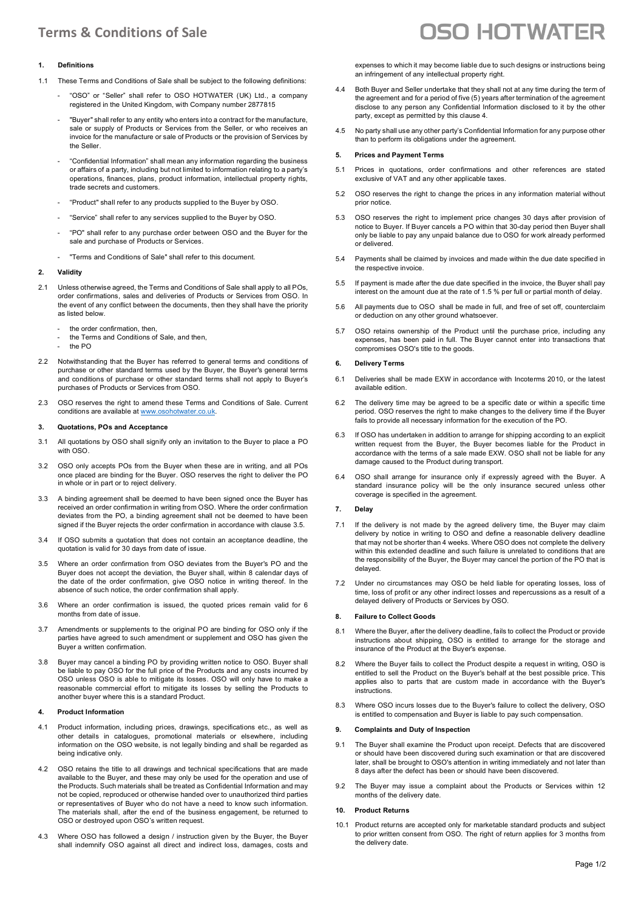# Terms & Conditions of Sale

OSO HOTWATER

## 1. Definitions

1.1 These Terms and Conditions of Sale shall be subject to the following definitions:

- "OSO" or "Seller" shall refer to OSO HOTWATER (UK) Ltd., a company registered in the United Kingdom, with Company number 2877815
- "Buyer" shall refer to any entity who enters into a contract for the manufacture, sale or supply of Products or Services from the Seller, or who receives an invoice for the manufacture or sale of Products or the provision of Services by the Seller.
- "Confidential Information" shall mean any information regarding the business or affairs of a party, including but not limited to information relating to a party's operations, finances, plans, product information, intellectual property rights, trade secrets and customers.
- "Product" shall refer to any products supplied to the Buyer by OSO.
- "Service" shall refer to any services supplied to the Buyer by OSO.
- "PO" shall refer to any purchase order between OSO and the Buyer for the sale and purchase of Products or Services.
- "Terms and Conditions of Sale" shall refer to this document.

## 2. Validity

2.1 Unless otherwise agreed, the Terms and Conditions of Sale shall apply to all POs, order confirmations, sales and deliveries of Products or Services from OSO. In the event of any conflict between the documents, then they shall have the priority as listed below.

- the order confirmation, then,
- the Terms and Conditions of Sale, and then,
- the PO

2.2 Notwithstanding that the Buyer has referred to general terms and conditions of purchase or other standard terms used by the Buyer, the Buyer's general terms and conditions of purchase or other standard terms shall not apply to Buyer's purchases of Products or Services from OSO.

2.3 OSO reserves the right to amend these Terms and Conditions of Sale. Current conditions are available at www.osohotwater.co.uk.

## 3. Quotations, POs and Acceptance

3.1 All quotations by OSO shall signify only an invitation to the Buyer to place a PO with OSO.

3.2 OSO only accepts POs from the Buyer when these are in writing, and all POs once placed are binding for the Buyer. OSO reserves the right to deliver the PO in whole or in part or to reject delivery.

3.3 A binding agreement shall be deemed to have been signed once the Buyer has received an order confirmation in writing from OSO. Where the order confirmation deviates from the PO, a binding agreement shall not be deemed to have been signed if the Buyer rejects the order confirmation in accordance with clause 3.5.

3.4 If OSO submits a quotation that does not contain an acceptance deadline, the quotation is valid for 30 days from date of issue.

3.5 Where an order confirmation from OSO deviates from the Buyer's PO and the Buyer does not accept the deviation, the Buyer shall, within 8 calendar days of the date of the order confirmation, give OSO notice in writing thereof. In the absence of such notice, the order confirmation shall apply.

3.6 Where an order confirmation is issued, the quoted prices remain valid for 6 months from date of issue.

3.7 Amendments or supplements to the original PO are binding for OSO only if the parties have agreed to such amendment or supplement and OSO has given the Buyer a written confirmation.

3.8 Buyer may cancel a binding PO by providing written notice to OSO. Buyer shall be liable to pay OSO for the full price of the Products and any costs incurred by OSO unless OSO is able to mitigate its losses. OSO will only have to make a reasonable commercial effort to mitigate its losses by selling the Products to another buyer where this is a standard Product.

## 4. Product Information

4.1 Product information, including prices, drawings, specifications etc., as well as other details in catalogues, promotional materials or elsewhere, including information on the OSO website, is not legally binding and shall be regarded as being indicative only.

4.2 OSO retains the title to all drawings and technical specifications that are made available to the Buyer, and these may only be used for the operation and use of the Products. Such materials shall be treated as Confidential Information and may not be copied, reproduced or otherwise handed over to unauthorized third parties or representatives of Buyer who do not have a need to know such information. The materials shall, after the end of the business engagement, be returned to OSO or destroyed upon OSO's written request.

4.3 Where OSO has followed a design / instruction given by the Buyer, the Buyer shall indemnify OSO against all direct and indirect loss, damages, costs and expenses to which it may become liable due to such designs or instructions being an infringement of any intellectual property right.

4.4 Both Buyer and Seller undertake that they shall not at any time during the term of the agreement and for a period of five (5) years after termination of the agreement disclose to any person any Confidential Information disclosed to it by the other party, except as permitted by this clause 4.

4.5 No party shall use any other party's Confidential Information for any purpose other than to perform its obligations under the agreement.

## 5. Prices and Payment Terms

5.1 Prices in quotations, order confirmations and other references are stated exclusive of VAT and any other applicable taxes.

5.2 OSO reserves the right to change the prices in any information material without prior notice.

5.3 OSO reserves the right to implement price changes 30 days after provision of notice to Buyer. If Buyer cancels a PO within that 30-day period then Buyer shall only be liable to pay any unpaid balance due to OSO for work already performed or delivered.

5.4 Payments shall be claimed by invoices and made within the due date specified in the respective invoice.

5.5 If payment is made after the due date specified in the invoice, the Buyer shall pay interest on the amount due at the rate of 1.5 % per full or partial month of delay.

5.6 All payments due to OSO shall be made in full, and free of set off, counterclaim or deduction on any other ground whatsoever.

5.7 OSO retains ownership of the Product until the purchase price, including any expenses, has been paid in full. The Buyer cannot enter into transactions that compromises OSO's title to the goods.

## 6. Delivery Terms

6.1 Deliveries shall be made EXW in accordance with Incoterms 2010, or the latest available edition.

6.2 The delivery time may be agreed to be a specific date or within a specific time period. OSO reserves the right to make changes to the delivery time if the Buyer fails to provide all necessary information for the execution of the PO.

6.3 If OSO has undertaken in addition to arrange for shipping according to an explicit written request from the Buyer, the Buyer becomes liable for the Product in accordance with the terms of a sale made EXW. OSO shall not be liable for any damage caused to the Product during transport.

6.4 OSO shall arrange for insurance only if expressly agreed with the Buyer. A standard insurance policy will be the only insurance secured unless other coverage is specified in the agreement.

## 7. Delay

7.1 If the delivery is not made by the agreed delivery time, the Buyer may claim delivery by notice in writing to OSO and define a reasonable delivery deadline that may not be shorter than 4 weeks. Where OSO does not complete the delivery within this extended deadline and such failure is unrelated to conditions that are the responsibility of the Buyer, the Buyer may cancel the portion of the PO that is delayed.

7.2 Under no circumstances may OSO be held liable for operating losses, loss of time, loss of profit or any other indirect losses and repercussions as a result of a delayed delivery of Products or Services by OSO.

## 8. Failure to Collect Goods

8.1 Where the Buyer, after the delivery deadline, fails to collect the Product or provide instructions about shipping, OSO is entitled to arrange for the storage and insurance of the Product at the Buyer's expense.

8.2 Where the Buyer fails to collect the Product despite a request in writing, OSO is entitled to sell the Product on the Buyer's behalf at the best possible price. This applies also to parts that are custom made in accordance with the Buyer's instructions.

8.3 Where OSO incurs losses due to the Buyer's failure to collect the delivery, OSO is entitled to compensation and Buyer is liable to pay such compensation.

## 9. Complaints and Duty of Inspection

9.1 The Buyer shall examine the Product upon receipt. Defects that are discovered or should have been discovered during such examination or that are discovered later, shall be brought to OSO's attention in writing immediately and not later than 8 days after the defect has been or should have been discovered.

9.2 The Buyer may issue a complaint about the Products or Services within 12 months of the delivery date.

## 10. Product Returns

10.1 Product returns are accepted only for marketable standard products and subject to prior written consent from OSO. The right of return applies for 3 months from the delivery date.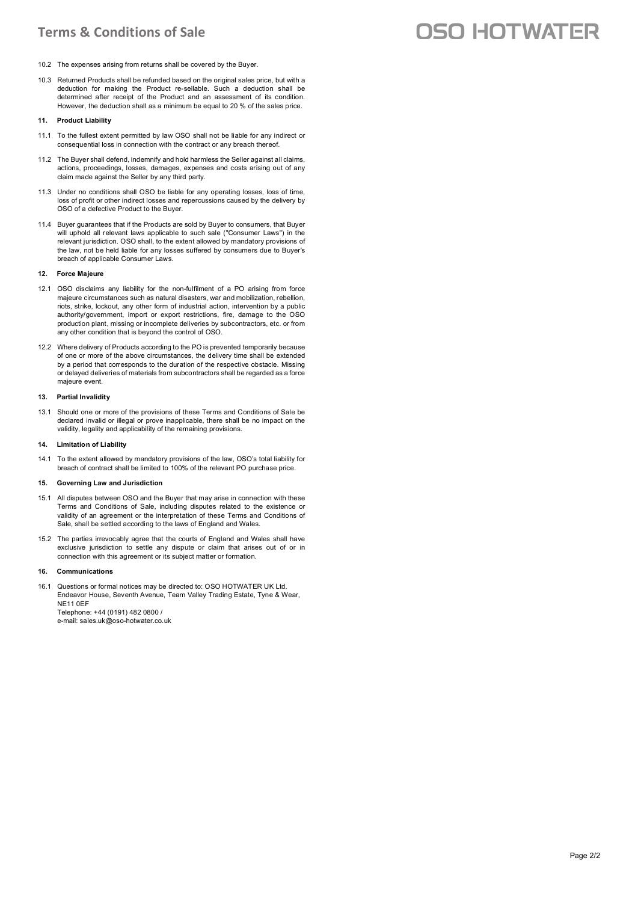10.2 The expenses arising from returns shall be covered by the Buyer.

10.3 Returned Products shall be refunded based on the original sales price, but with a deduction for making the Product re-sellable. Such a deduction shall be determined after receipt of the Product and an assessment of its condition. However, the deduction shall as a minimum be equal to 20 % of the sales price.

### 11. Product Liability

11.1 To the fullest extent permitted by law OSO shall not be liable for any indirect or consequential loss in connection with the contract or any breach thereof.

11.2 The Buyer shall defend, indemnify and hold harmless the Seller against all claims, actions, proceedings, losses, damages, expenses and costs arising out of any claim made against the Seller by any third party.

11.3 Under no conditions shall OSO be liable for any operating losses, loss of time, loss of profit or other indirect losses and repercussions caused by the delivery by OSO of a defective Product to the Buyer.

11.4 Buyer guarantees that if the Products are sold by Buyer to consumers, that Buyer will uphold all relevant laws applicable to such sale ("Consumer Laws") in the relevant jurisdiction. OSO shall, to the extent allowed by mandatory provisions of the law, not be held liable for any losses suffered by consumers due to Buyer's breach of applicable Consumer Laws.

### 12. Force Majeure

12.1 OSO disclaims any liability for the non-fulfilment of a PO arising from force majeure circumstances such as natural disasters, war and mobilization, rebellion, riots, strike, lockout, any other form of industrial action, intervention by a public authority/government, import or export restrictions, fire, damage to the OSO production plant, missing or incomplete deliveries by subcontractors, etc. or from any other condition that is beyond the control of OSO.

12.2 Where delivery of Products according to the PO is prevented temporarily because of one or more of the above circumstances, the delivery time shall be extended by a period that corresponds to the duration of the respective obstacle. Missing or delayed deliveries of materials from subcontractors shall be regarded as a force majeure event.

### 13. Partial Invalidity

13.1 Should one or more of the provisions of these Terms and Conditions of Sale be declared invalid or illegal or prove inapplicable, there shall be no impact on the validity, legality and applicability of the remaining provisions.

### 14. Limitation of Liability

14.1 To the extent allowed by mandatory provisions of the law, OSO's total liability for breach of contract shall be limited to 100% of the relevant PO purchase price.

### 15. Governing Law and Jurisdiction

15.1 All disputes between OSO and the Buyer that may arise in connection with these Terms and Conditions of Sale, including disputes related to the existence or validity of an agreement or the interpretation of these Terms and Conditions of Sale, shall be settled according to the laws of England and Wales.

15.2 The parties irrevocably agree that the courts of England and Wales shall have exclusive jurisdiction to settle any dispute or claim that arises out of or in connection with this agreement or its subject matter or formation.

### 16. Communications

16.1 Questions or formal notices may be directed to: OSO HOTWATER UK Ltd.
Endeavor House, Seventh Avenue, Team Valley Trading Estate, Tyne & Wear, NE11 0EF
Telephone: +44 (0191) 482 0800 /
e-mail: sales.uk@oso-hotwater.co.uk